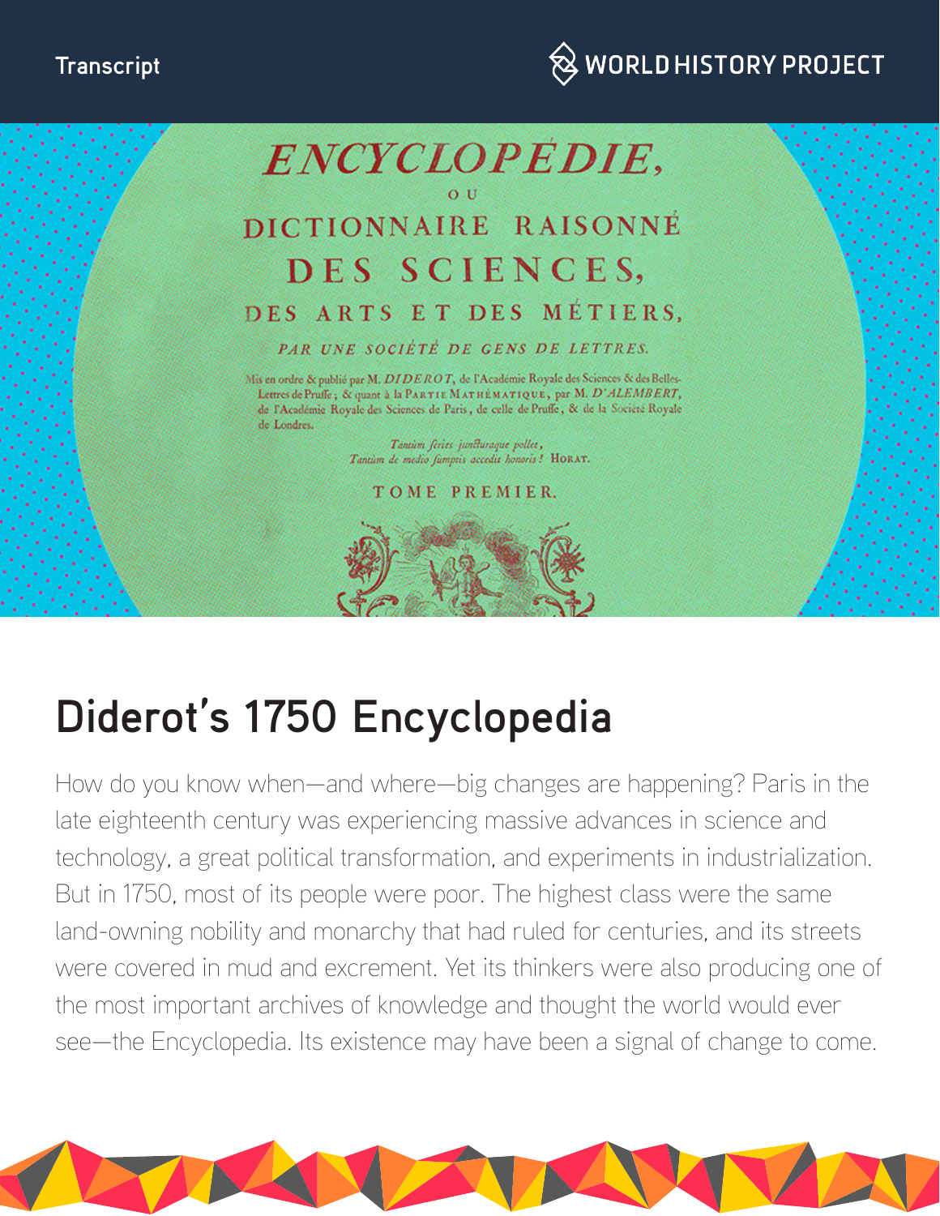# Diderot's 1750 Encyclopedia

How do you know when—and where—big changes are happening? Paris in the late eighteenth century was experiencing massive advances in science and technology, a great political transformation, and experiments in industrialization. But in 1750, most of its people were poor. The highest class were the same land-owning nobility and monarchy that had ruled for centuries, and its streets were covered in mud and excrement. Yet its thinkers were also producing one of the most important archives of knowledge and thought the world would ever see—the Encyclopedia. Its existence may have been a signal of change to come.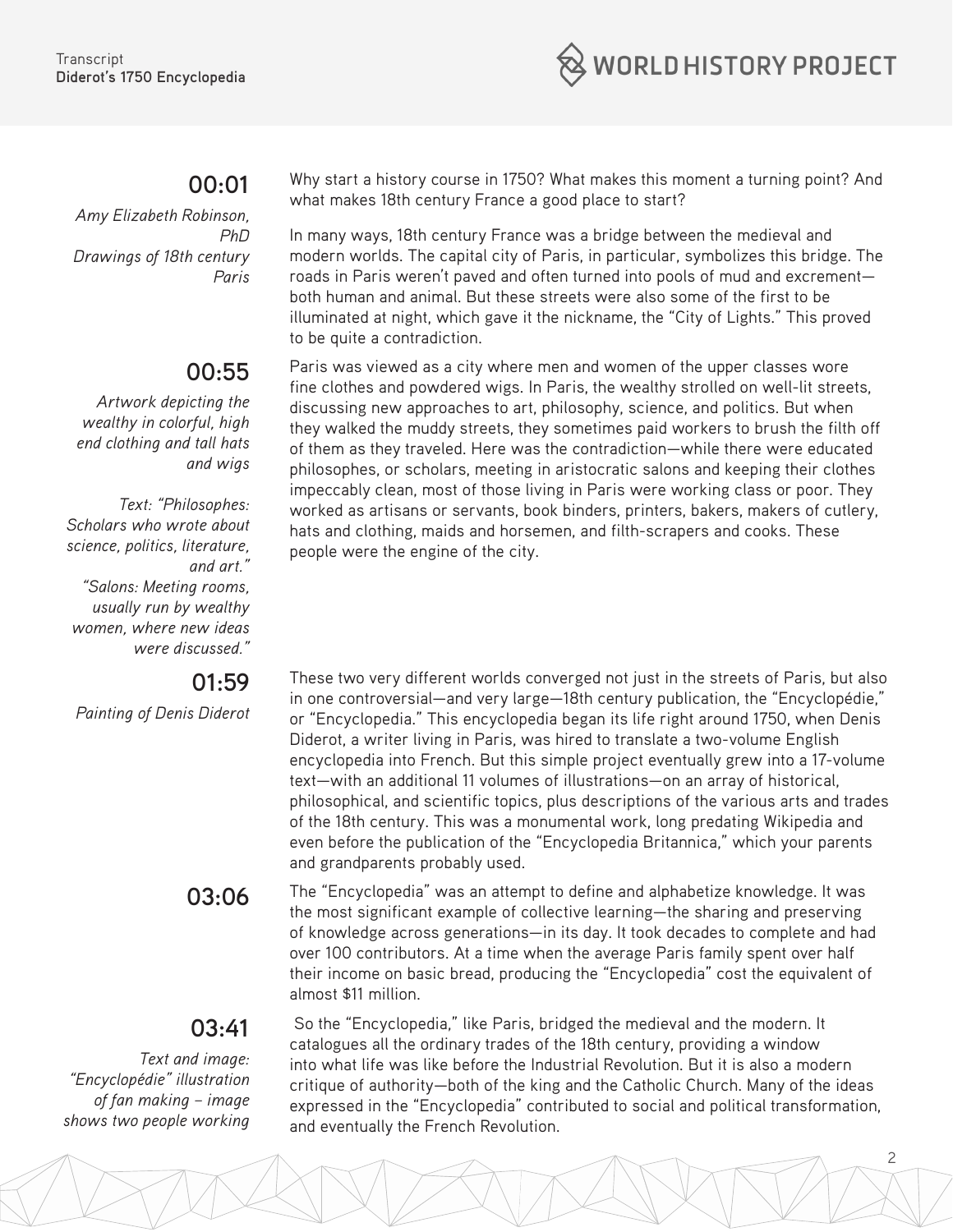**00:01**

*Amy Elizabeth Robinson, PhD*
*Drawings of 18th century Paris*

Why start a history course in 1750? What makes this moment a turning point? And what makes 18th century France a good place to start?

In many ways, 18th century France was a bridge between the medieval and modern worlds. The capital city of Paris, in particular, symbolizes this bridge. The roads in Paris weren't paved and often turned into pools of mud and excrement—both human and animal. But these streets were also some of the first to be illuminated at night, which gave it the nickname, the "City of Lights." This proved to be quite a contradiction.

**00:55**

*Artwork depicting the wealthy in colorful, high end clothing and tall hats and wigs*

*Text: "Philosophes: Scholars who wrote about science, politics, literature, and art."*
*"Salons: Meeting rooms, usually run by wealthy women, where new ideas were discussed."*

Paris was viewed as a city where men and women of the upper classes wore fine clothes and powdered wigs. In Paris, the wealthy strolled on well-lit streets, discussing new approaches to art, philosophy, science, and politics. But when they walked the muddy streets, they sometimes paid workers to brush the filth off of them as they traveled. Here was the contradiction—while there were educated philosophes, or scholars, meeting in aristocratic salons and keeping their clothes impeccably clean, most of those living in Paris were working class or poor. They worked as artisans or servants, book binders, printers, bakers, makers of cutlery, hats and clothing, maids and horsemen, and filth-scrapers and cooks. These people were the engine of the city.

**01:59**

*Painting of Denis Diderot*

These two very different worlds converged not just in the streets of Paris, but also in one controversial—and very large—18th century publication, the "Encyclopédie," or "Encyclopedia." This encyclopedia began its life right around 1750, when Denis Diderot, a writer living in Paris, was hired to translate a two-volume English encyclopedia into French. But this simple project eventually grew into a 17-volume text—with an additional 11 volumes of illustrations—on an array of historical, philosophical, and scientific topics, plus descriptions of the various arts and trades of the 18th century. This was a monumental work, long predating Wikipedia and even before the publication of the "Encyclopedia Britannica," which your parents and grandparents probably used.

**03:06**

The "Encyclopedia" was an attempt to define and alphabetize knowledge. It was the most significant example of collective learning—the sharing and preserving of knowledge across generations—in its day. It took decades to complete and had over 100 contributors. At a time when the average Paris family spent over half their income on basic bread, producing the "Encyclopedia" cost the equivalent of almost $11 million.

**03:41**

*Text and image: "Encyclopédie" illustration of fan making – image shows two people working*

So the "Encyclopedia," like Paris, bridged the medieval and the modern. It catalogues all the ordinary trades of the 18th century, providing a window into what life was like before the Industrial Revolution. But it is also a modern critique of authority—both of the king and the Catholic Church. Many of the ideas expressed in the "Encyclopedia" contributed to social and political transformation, and eventually the French Revolution.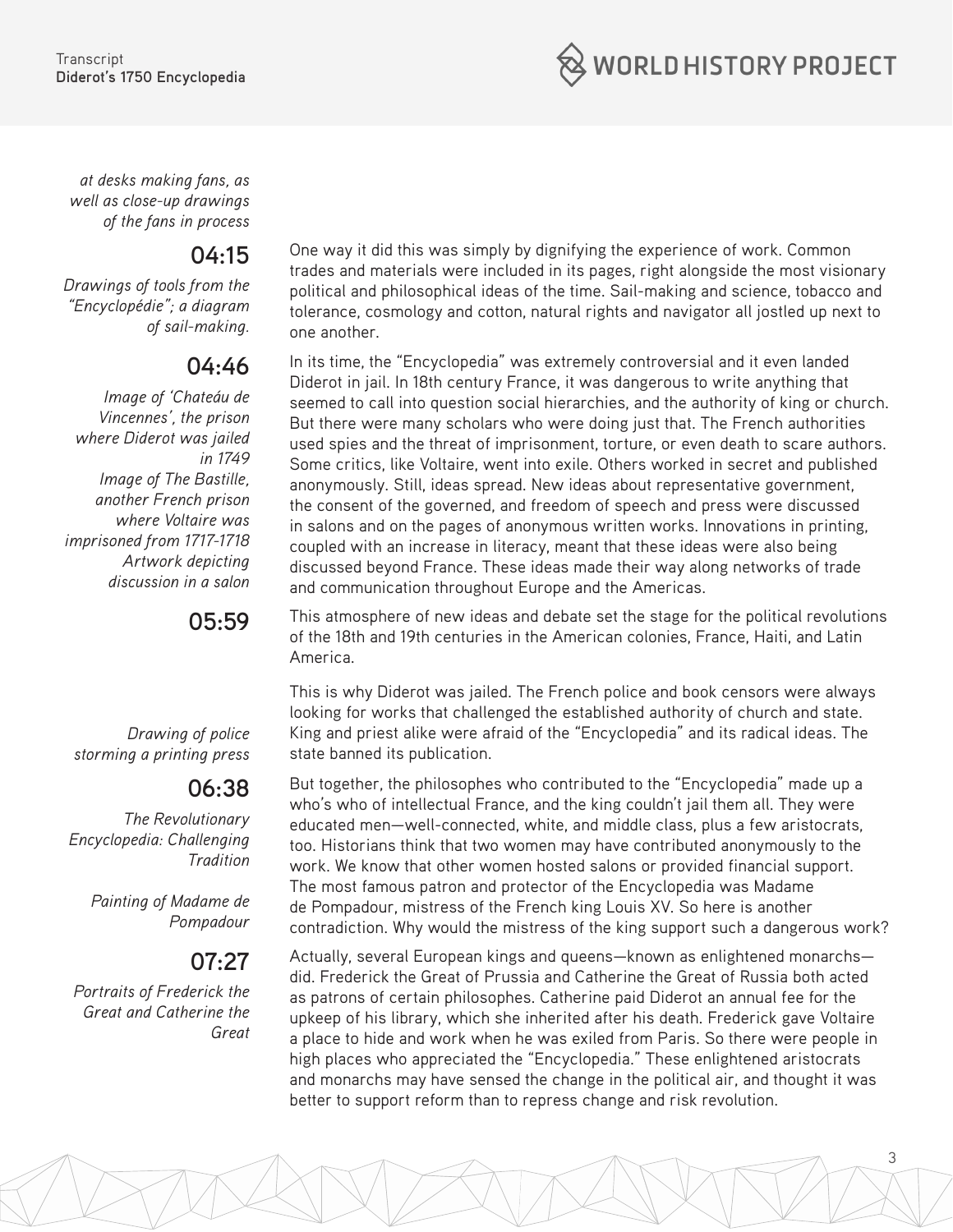*at desks making fans, as well as close-up drawings of the fans in process*

**04:15**

*Drawings of tools from the "Encyclopédie"; a diagram of sail-making.*

One way it did this was simply by dignifying the experience of work. Common trades and materials were included in its pages, right alongside the most visionary political and philosophical ideas of the time. Sail-making and science, tobacco and tolerance, cosmology and cotton, natural rights and navigator all jostled up next to one another.

**04:46**

*Image of 'Chateáu de Vincennes', the prison where Diderot was jailed in 1749*

*Image of The Bastille, another French prison where Voltaire was imprisoned from 1717-1718*

*Artwork depicting discussion in a salon*

In its time, the "Encyclopedia" was extremely controversial and it even landed Diderot in jail. In 18th century France, it was dangerous to write anything that seemed to call into question social hierarchies, and the authority of king or church. But there were many scholars who were doing just that. The French authorities used spies and the threat of imprisonment, torture, or even death to scare authors. Some critics, like Voltaire, went into exile. Others worked in secret and published anonymously. Still, ideas spread. New ideas about representative government, the consent of the governed, and freedom of speech and press were discussed in salons and on the pages of anonymous written works. Innovations in printing, coupled with an increase in literacy, meant that these ideas were also being discussed beyond France. These ideas made their way along networks of trade and communication throughout Europe and the Americas.

**05:59**

This atmosphere of new ideas and debate set the stage for the political revolutions of the 18th and 19th centuries in the American colonies, France, Haiti, and Latin America.

*Drawing of police storming a printing press*

This is why Diderot was jailed. The French police and book censors were always looking for works that challenged the established authority of church and state. King and priest alike were afraid of the "Encyclopedia" and its radical ideas. The state banned its publication.

**06:38**

*The Revolutionary Encyclopedia: Challenging Tradition*

*Painting of Madame de Pompadour*

But together, the philosophes who contributed to the "Encyclopedia" made up a who's who of intellectual France, and the king couldn't jail them all. They were educated men—well-connected, white, and middle class, plus a few aristocrats, too. Historians think that two women may have contributed anonymously to the work. We know that other women hosted salons or provided financial support. The most famous patron and protector of the Encyclopedia was Madame de Pompadour, mistress of the French king Louis XV. So here is another contradiction. Why would the mistress of the king support such a dangerous work?

**07:27**

*Portraits of Frederick the Great and Catherine the Great*

Actually, several European kings and queens—known as enlightened monarchs—did. Frederick the Great of Prussia and Catherine the Great of Russia both acted as patrons of certain philosophes. Catherine paid Diderot an annual fee for the upkeep of his library, which she inherited after his death. Frederick gave Voltaire a place to hide and work when he was exiled from Paris. So there were people in high places who appreciated the "Encyclopedia." These enlightened aristocrats and monarchs may have sensed the change in the political air, and thought it was better to support reform than to repress change and risk revolution.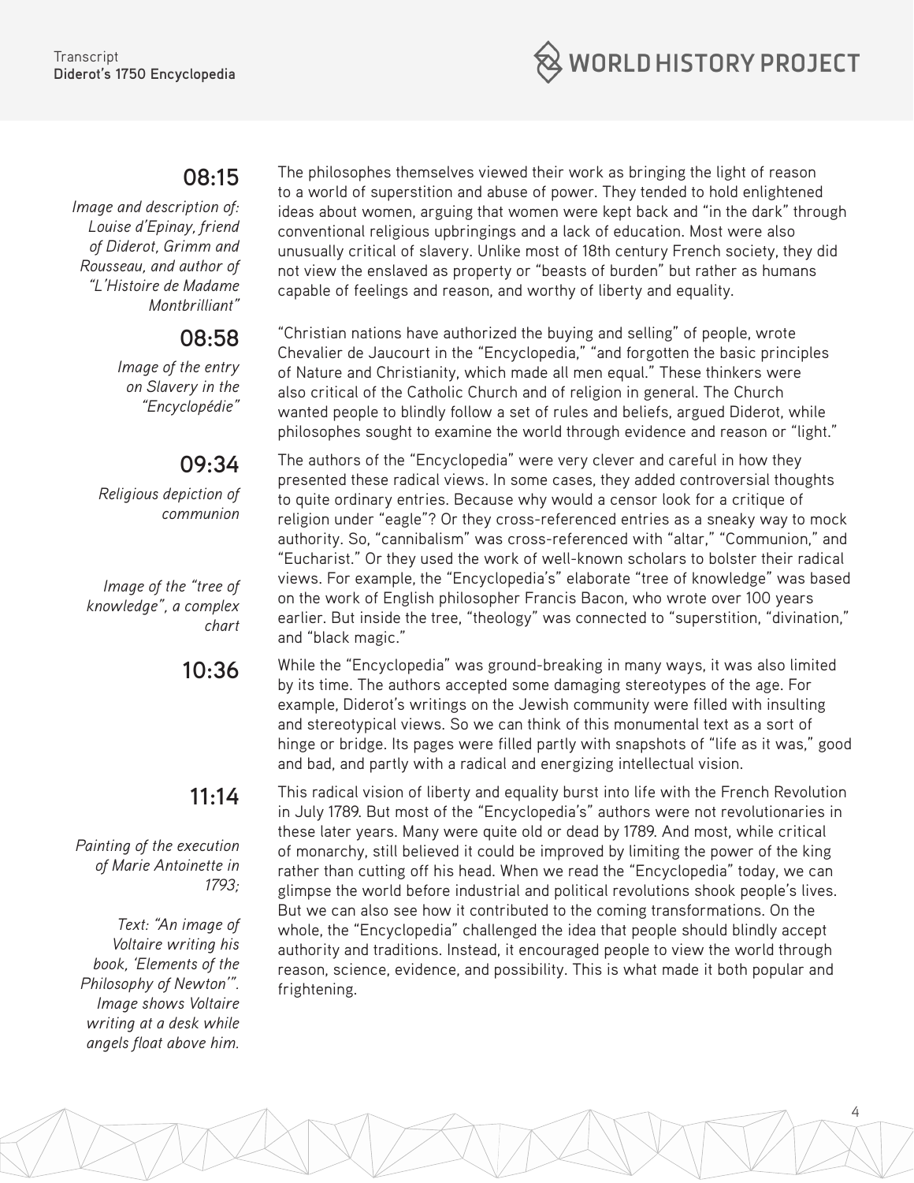**08:15**

*Image and description of: Louise d'Epinay, friend of Diderot, Grimm and Rousseau, and author of "L'Histoire de Madame Montbrilliant"*

The philosophes themselves viewed their work as bringing the light of reason to a world of superstition and abuse of power. They tended to hold enlightened ideas about women, arguing that women were kept back and "in the dark" through conventional religious upbringings and a lack of education. Most were also unusually critical of slavery. Unlike most of 18th century French society, they did not view the enslaved as property or "beasts of burden" but rather as humans capable of feelings and reason, and worthy of liberty and equality.

**08:58**

*Image of the entry on Slavery in the "Encyclopédie"*

"Christian nations have authorized the buying and selling" of people, wrote Chevalier de Jaucourt in the "Encyclopedia," "and forgotten the basic principles of Nature and Christianity, which made all men equal." These thinkers were also critical of the Catholic Church and of religion in general. The Church wanted people to blindly follow a set of rules and beliefs, argued Diderot, while philosophes sought to examine the world through evidence and reason or "light."

**09:34**

*Religious depiction of communion*

*Image of the "tree of knowledge", a complex chart*

The authors of the "Encyclopedia" were very clever and careful in how they presented these radical views. In some cases, they added controversial thoughts to quite ordinary entries. Because why would a censor look for a critique of religion under "eagle"? Or they cross-referenced entries as a sneaky way to mock authority. So, "cannibalism" was cross-referenced with "altar," "Communion," and "Eucharist." Or they used the work of well-known scholars to bolster their radical views. For example, the "Encyclopedia's" elaborate "tree of knowledge" was based on the work of English philosopher Francis Bacon, who wrote over 100 years earlier. But inside the tree, "theology" was connected to "superstition, "divination," and "black magic."

**10:36**

While the "Encyclopedia" was ground-breaking in many ways, it was also limited by its time. The authors accepted some damaging stereotypes of the age. For example, Diderot's writings on the Jewish community were filled with insulting and stereotypical views. So we can think of this monumental text as a sort of hinge or bridge. Its pages were filled partly with snapshots of "life as it was," good and bad, and partly with a radical and energizing intellectual vision.

**11:14**

*Painting of the execution of Marie Antoinette in 1793;*

*Text: "An image of Voltaire writing his book, 'Elements of the Philosophy of Newton'". Image shows Voltaire writing at a desk while angels float above him.*

This radical vision of liberty and equality burst into life with the French Revolution in July 1789. But most of the "Encyclopedia's" authors were not revolutionaries in these later years. Many were quite old or dead by 1789. And most, while critical of monarchy, still believed it could be improved by limiting the power of the king rather than cutting off his head. When we read the "Encyclopedia" today, we can glimpse the world before industrial and political revolutions shook people's lives. But we can also see how it contributed to the coming transformations. On the whole, the "Encyclopedia" challenged the idea that people should blindly accept authority and traditions. Instead, it encouraged people to view the world through reason, science, evidence, and possibility. This is what made it both popular and frightening.